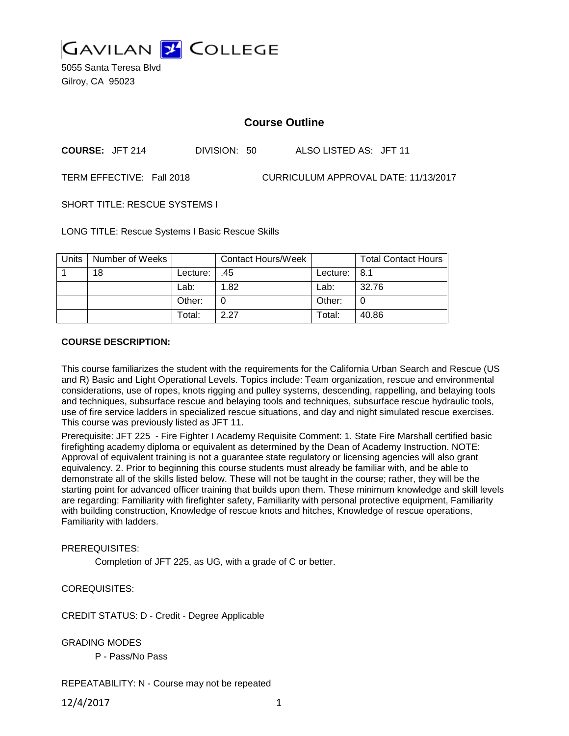# GAVILAN COLLEGE

5055 Santa Teresa Blvd
Gilroy, CA 95023

## Course Outline

**COURSE:** JFT 214 DIVISION: 50 ALSO LISTED AS: JFT 11

TERM EFFECTIVE: Fall 2018 CURRICULUM APPROVAL DATE: 11/13/2017

SHORT TITLE: RESCUE SYSTEMS I

LONG TITLE: Rescue Systems I Basic Rescue Skills

| Units | Number of Weeks | | Contact Hours/Week | | Total Contact Hours |
|---|---|---|---|---|---|
| 1 | 18 | Lecture: | .45 | Lecture: | 8.1 |
| | | Lab: | 1.82 | Lab: | 32.76 |
| | | Other: | 0 | Other: | 0 |
| | | Total: | 2.27 | Total: | 40.86 |

**COURSE DESCRIPTION:**

This course familiarizes the student with the requirements for the California Urban Search and Rescue (US and R) Basic and Light Operational Levels. Topics include: Team organization, rescue and environmental considerations, use of ropes, knots rigging and pulley systems, descending, rappelling, and belaying tools and techniques, subsurface rescue and belaying tools and techniques, subsurface rescue hydraulic tools, use of fire service ladders in specialized rescue situations, and day and night simulated rescue exercises. This course was previously listed as JFT 11.

Prerequisite: JFT 225 - Fire Fighter I Academy Requisite Comment: 1. State Fire Marshall certified basic firefighting academy diploma or equivalent as determined by the Dean of Academy Instruction. NOTE: Approval of equivalent training is not a guarantee state regulatory or licensing agencies will also grant equivalency. 2. Prior to beginning this course students must already be familiar with, and be able to demonstrate all of the skills listed below. These will not be taught in the course; rather, they will be the starting point for advanced officer training that builds upon them. These minimum knowledge and skill levels are regarding: Familiarity with firefighter safety, Familiarity with personal protective equipment, Familiarity with building construction, Knowledge of rescue knots and hitches, Knowledge of rescue operations, Familiarity with ladders.

PREREQUISITES:

Completion of JFT 225, as UG, with a grade of C or better.

COREQUISITES:

CREDIT STATUS: D - Credit - Degree Applicable

GRADING MODES

P - Pass/No Pass

REPEATABILITY: N - Course may not be repeated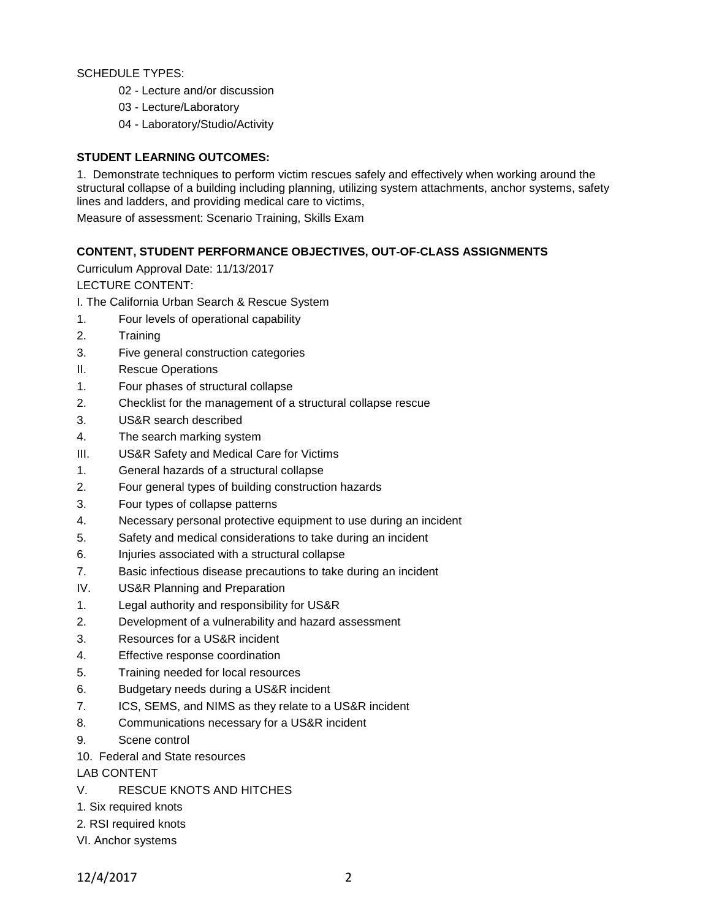SCHEDULE TYPES:

- 02 - Lecture and/or discussion
- 03 - Lecture/Laboratory
- 04 - Laboratory/Studio/Activity

**STUDENT LEARNING OUTCOMES:**

1. Demonstrate techniques to perform victim rescues safely and effectively when working around the structural collapse of a building including planning, utilizing system attachments, anchor systems, safety lines and ladders, and providing medical care to victims,

Measure of assessment: Scenario Training, Skills Exam

**CONTENT, STUDENT PERFORMANCE OBJECTIVES, OUT-OF-CLASS ASSIGNMENTS**

Curriculum Approval Date: 11/13/2017

LECTURE CONTENT:

I. The California Urban Search & Rescue System

1. Four levels of operational capability
2. Training
3. Five general construction categories

II. Rescue Operations

1. Four phases of structural collapse
2. Checklist for the management of a structural collapse rescue
3. US&R search described
4. The search marking system

III. US&R Safety and Medical Care for Victims

1. General hazards of a structural collapse
2. Four general types of building construction hazards
3. Four types of collapse patterns
4. Necessary personal protective equipment to use during an incident
5. Safety and medical considerations to take during an incident
6. Injuries associated with a structural collapse
7. Basic infectious disease precautions to take during an incident

IV. US&R Planning and Preparation

1. Legal authority and responsibility for US&R
2. Development of a vulnerability and hazard assessment
3. Resources for a US&R incident
4. Effective response coordination
5. Training needed for local resources
6. Budgetary needs during a US&R incident
7. ICS, SEMS, and NIMS as they relate to a US&R incident
8. Communications necessary for a US&R incident
9. Scene control
10. Federal and State resources

LAB CONTENT

V. RESCUE KNOTS AND HITCHES

1. Six required knots
2. RSI required knots

VI. Anchor systems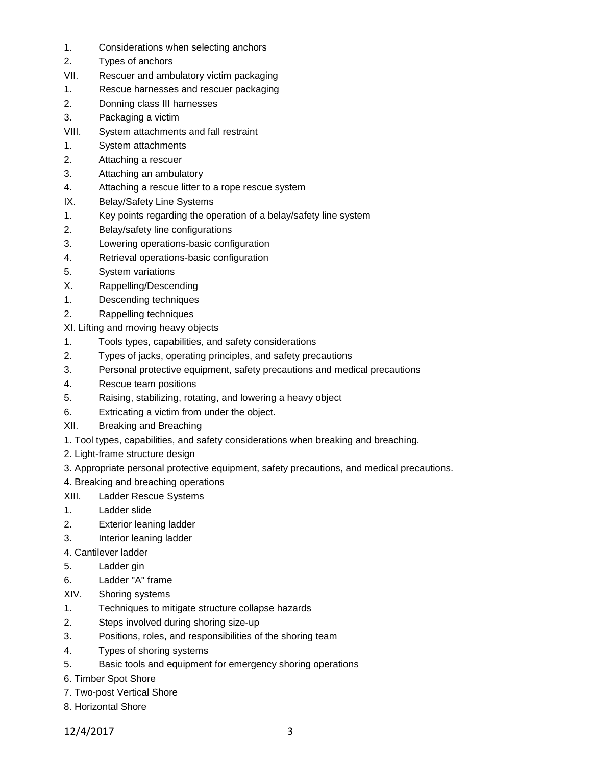1. Considerations when selecting anchors
2. Types of anchors

VII. Rescuer and ambulatory victim packaging
1. Rescue harnesses and rescuer packaging
2. Donning class III harnesses
3. Packaging a victim

VIII. System attachments and fall restraint
1. System attachments
2. Attaching a rescuer
3. Attaching an ambulatory
4. Attaching a rescue litter to a rope rescue system

IX. Belay/Safety Line Systems
1. Key points regarding the operation of a belay/safety line system
2. Belay/safety line configurations
3. Lowering operations-basic configuration
4. Retrieval operations-basic configuration
5. System variations

X. Rappelling/Descending
1. Descending techniques
2. Rappelling techniques

XI. Lifting and moving heavy objects
1. Tools types, capabilities, and safety considerations
2. Types of jacks, operating principles, and safety precautions
3. Personal protective equipment, safety precautions and medical precautions
4. Rescue team positions
5. Raising, stabilizing, rotating, and lowering a heavy object
6. Extricating a victim from under the object.

XII. Breaking and Breaching
1. Tool types, capabilities, and safety considerations when breaking and breaching.
2. Light-frame structure design
3. Appropriate personal protective equipment, safety precautions, and medical precautions.
4. Breaking and breaching operations

XIII. Ladder Rescue Systems
1. Ladder slide
2. Exterior leaning ladder
3. Interior leaning ladder
4. Cantilever ladder
5. Ladder gin
6. Ladder "A" frame

XIV. Shoring systems
1. Techniques to mitigate structure collapse hazards
2. Steps involved during shoring size-up
3. Positions, roles, and responsibilities of the shoring team
4. Types of shoring systems
5. Basic tools and equipment for emergency shoring operations
6. Timber Spot Shore
7. Two-post Vertical Shore
8. Horizontal Shore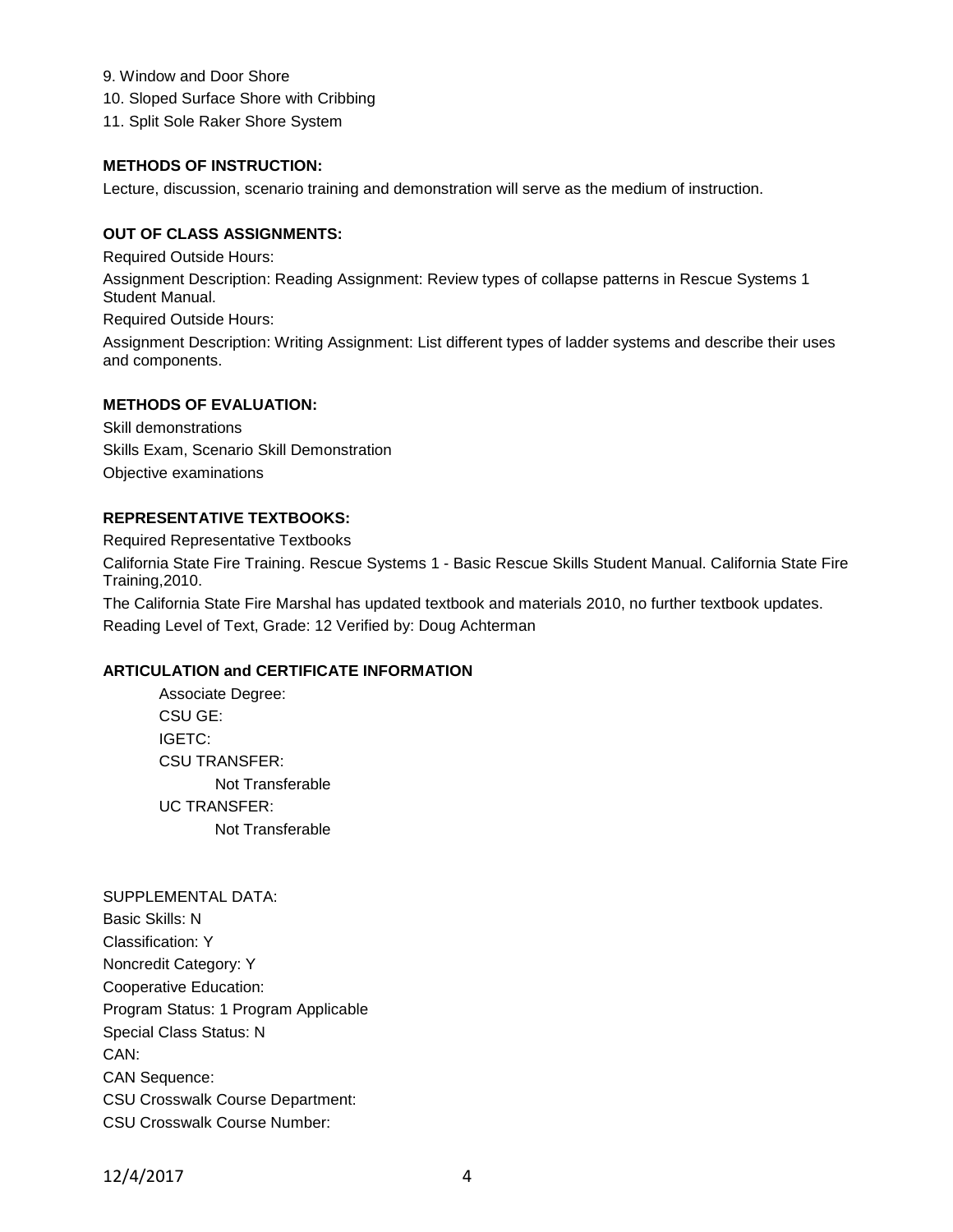9. Window and Door Shore
10. Sloped Surface Shore with Cribbing
11. Split Sole Raker Shore System

**METHODS OF INSTRUCTION:**

Lecture, discussion, scenario training and demonstration will serve as the medium of instruction.

**OUT OF CLASS ASSIGNMENTS:**

Required Outside Hours:

Assignment Description: Reading Assignment: Review types of collapse patterns in Rescue Systems 1 Student Manual.

Required Outside Hours:

Assignment Description: Writing Assignment: List different types of ladder systems and describe their uses and components.

**METHODS OF EVALUATION:**

Skill demonstrations

Skills Exam, Scenario Skill Demonstration

Objective examinations

**REPRESENTATIVE TEXTBOOKS:**

Required Representative Textbooks

California State Fire Training. Rescue Systems 1 - Basic Rescue Skills Student Manual. California State Fire Training,2010.

The California State Fire Marshal has updated textbook and materials 2010, no further textbook updates.

Reading Level of Text, Grade: 12 Verified by: Doug Achterman

**ARTICULATION and CERTIFICATE INFORMATION**

Associate Degree:
CSU GE:
IGETC:
CSU TRANSFER:
Not Transferable
UC TRANSFER:
Not Transferable

SUPPLEMENTAL DATA:
Basic Skills: N
Classification: Y
Noncredit Category: Y
Cooperative Education:
Program Status: 1 Program Applicable
Special Class Status: N
CAN:
CAN Sequence:
CSU Crosswalk Course Department:
CSU Crosswalk Course Number: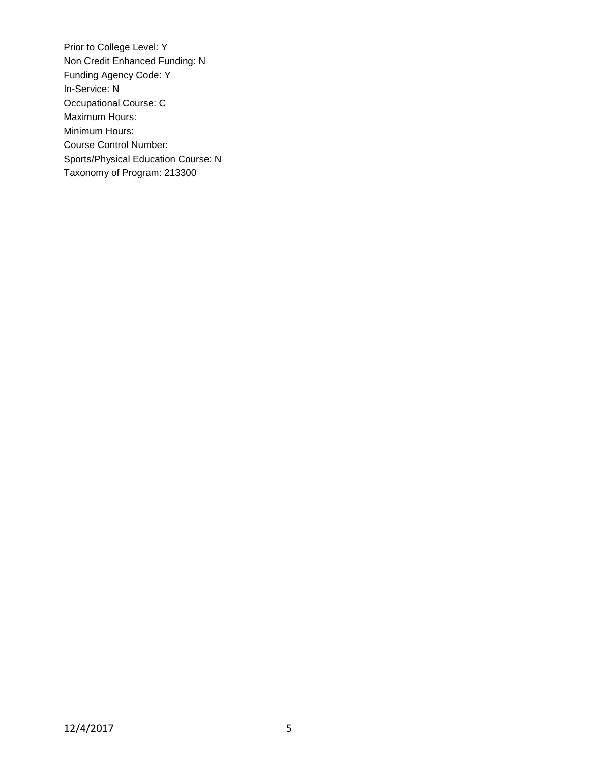Prior to College Level: Y
Non Credit Enhanced Funding: N
Funding Agency Code: Y
In-Service: N
Occupational Course: C
Maximum Hours:
Minimum Hours:
Course Control Number:
Sports/Physical Education Course: N
Taxonomy of Program: 213300